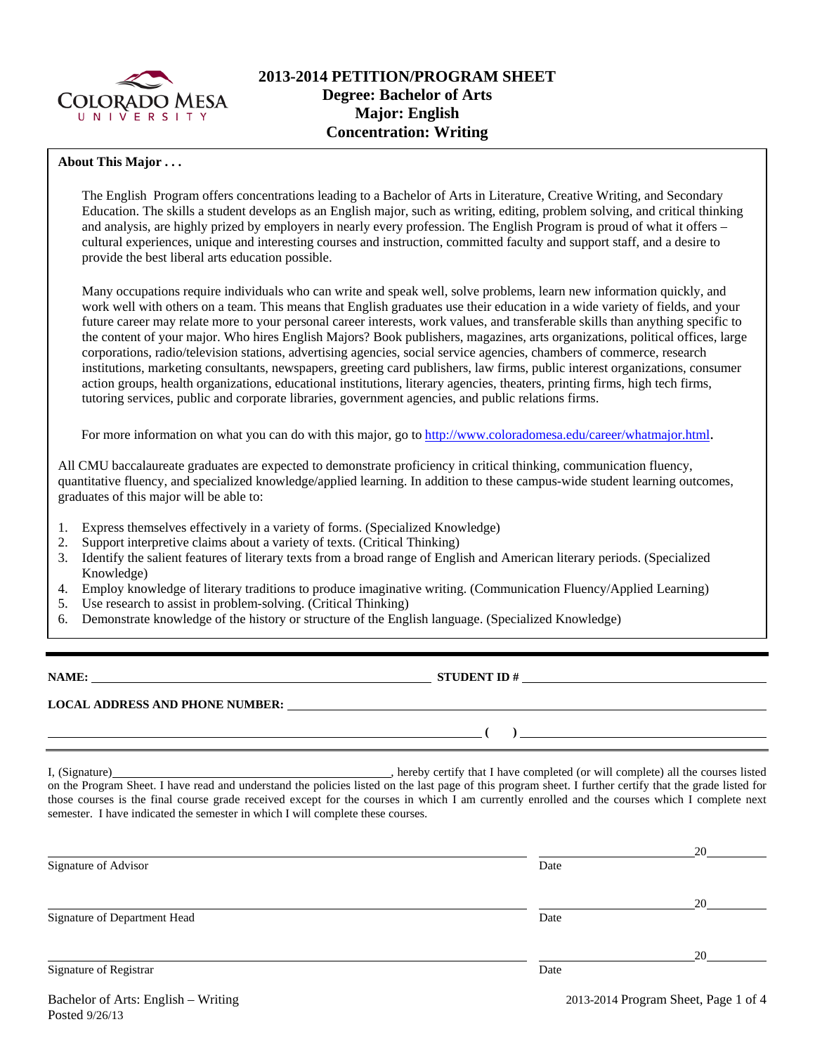# 2013-2014 PETITION/PROGRAM SHEET
## Degree: Bachelor of Arts
## Major: English
## Concentration: Writing

**About This Major . . .**

The English Program offers concentrations leading to a Bachelor of Arts in Literature, Creative Writing, and Secondary Education. The skills a student develops as an English major, such as writing, editing, problem solving, and critical thinking and analysis, are highly prized by employers in nearly every profession. The English Program is proud of what it offers – cultural experiences, unique and interesting courses and instruction, committed faculty and support staff, and a desire to provide the best liberal arts education possible.

Many occupations require individuals who can write and speak well, solve problems, learn new information quickly, and work well with others on a team. This means that English graduates use their education in a wide variety of fields, and your future career may relate more to your personal career interests, work values, and transferable skills than anything specific to the content of your major. Who hires English Majors? Book publishers, magazines, arts organizations, political offices, large corporations, radio/television stations, advertising agencies, social service agencies, chambers of commerce, research institutions, marketing consultants, newspapers, greeting card publishers, law firms, public interest organizations, consumer action groups, health organizations, educational institutions, literary agencies, theaters, printing firms, high tech firms, tutoring services, public and corporate libraries, government agencies, and public relations firms.

For more information on what you can do with this major, go to http://www.coloradomesa.edu/career/whatmajor.html.

All CMU baccalaureate graduates are expected to demonstrate proficiency in critical thinking, communication fluency, quantitative fluency, and specialized knowledge/applied learning. In addition to these campus-wide student learning outcomes, graduates of this major will be able to:

1. Express themselves effectively in a variety of forms. (Specialized Knowledge)
2. Support interpretive claims about a variety of texts. (Critical Thinking)
3. Identify the salient features of literary texts from a broad range of English and American literary periods. (Specialized Knowledge)
4. Employ knowledge of literary traditions to produce imaginative writing. (Communication Fluency/Applied Learning)
5. Use research to assist in problem-solving. (Critical Thinking)
6. Demonstrate knowledge of the history or structure of the English language. (Specialized Knowledge)

---

**NAME:** ______________________________ **STUDENT ID #** ______________________________

**LOCAL ADDRESS AND PHONE NUMBER:** ______________________________

______________________________ **( )** ______________________________

I, (Signature)______________________________, hereby certify that I have completed (or will complete) all the courses listed on the Program Sheet. I have read and understand the policies listed on the last page of this program sheet. I further certify that the grade listed for those courses is the final course grade received except for the courses in which I am currently enrolled and the courses which I complete next semester. I have indicated the semester in which I will complete these courses.

______________________________ ______________20______
Signature of Advisor Date

______________________________ ______________20______
Signature of Department Head Date

______________________________ ______________20______
Signature of Registrar Date

Bachelor of Arts: English – Writing
Posted 9/26/13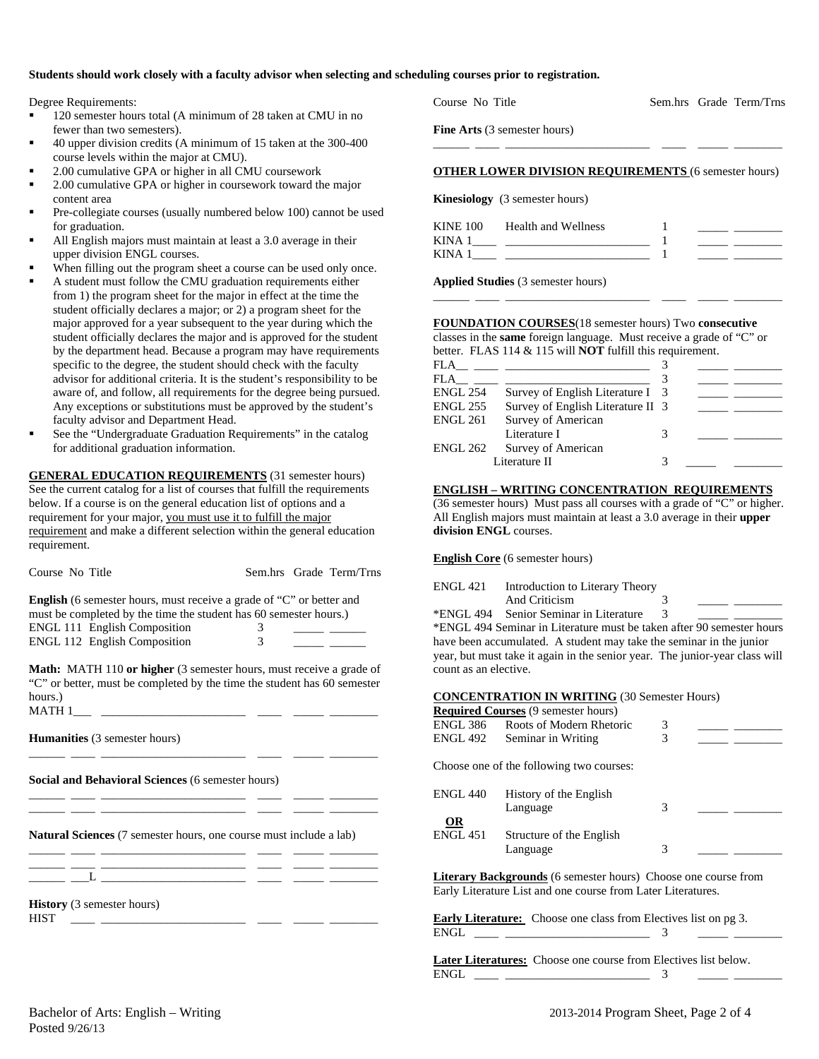**Students should work closely with a faculty advisor when selecting and scheduling courses prior to registration.**

Degree Requirements:

- 120 semester hours total (A minimum of 28 taken at CMU in no fewer than two semesters).
- 40 upper division credits (A minimum of 15 taken at the 300-400 course levels within the major at CMU).
- 2.00 cumulative GPA or higher in all CMU coursework
- 2.00 cumulative GPA or higher in coursework toward the major content area
- Pre-collegiate courses (usually numbered below 100) cannot be used for graduation.
- All English majors must maintain at least a 3.0 average in their upper division ENGL courses.
- When filling out the program sheet a course can be used only once.
- A student must follow the CMU graduation requirements either from 1) the program sheet for the major in effect at the time the student officially declares a major; or 2) a program sheet for the major approved for a year subsequent to the year during which the student officially declares the major and is approved for the student by the department head. Because a program may have requirements specific to the degree, the student should check with the faculty advisor for additional criteria. It is the student's responsibility to be aware of, and follow, all requirements for the degree being pursued. Any exceptions or substitutions must be approved by the student's faculty advisor and Department Head.
- See the "Undergraduate Graduation Requirements" in the catalog for additional graduation information.

**GENERAL EDUCATION REQUIREMENTS** (31 semester hours) See the current catalog for a list of courses that fulfill the requirements below. If a course is on the general education list of options and a requirement for your major, you must use it to fulfill the major requirement and make a different selection within the general education requirement.

| Course No | Title | Sem.hrs | Grade | Term/Trns |
|---|---|---|---|---|

**English** (6 semester hours, must receive a grade of "C" or better and must be completed by the time the student has 60 semester hours.)

| Course No | Title | Sem.hrs | Grade | Term/Trns |
|---|---|---|---|---|
| ENGL 111 | English Composition | 3 | _____ | ______ |
| ENGL 112 | English Composition | 3 | _____ | ______ |

**Math:** MATH 110 **or higher** (3 semester hours, must receive a grade of "C" or better, must be completed by the time the student has 60 semester hours.)

MATH 1___ ________________________ ____ _____ ________

**Humanities** (3 semester hours)

______ ____ ________________________ ____ _____ ________

**Social and Behavioral Sciences** (6 semester hours)

______ ____ ________________________ ____ _____ ________
______ ____ ________________________ ____ _____ ________

**Natural Sciences** (7 semester hours, one course must include a lab)

______ ____ ________________________ ____ _____ ________
______ ____ ________________________ ____ _____ ________
______ ___L ________________________ ____ _____ ________

**History** (3 semester hours)

HIST ____ ________________________ ____ _____ ________

| Course No | Title | Sem.hrs | Grade | Term/Trns |
|---|---|---|---|---|

**Fine Arts** (3 semester hours)

______ ____ ________________________ ____ _____ ________

**OTHER LOWER DIVISION REQUIREMENTS** (6 semester hours)

**Kinesiology** (3 semester hours)

| Course No | Title | Sem.hrs | Grade | Term/Trns |
|---|---|---|---|---|
| KINE 100 | Health and Wellness | 1 | _____ | ________ |
| KINA 1____ | ________________________ | 1 | _____ | ________ |
| KINA 1____ | ________________________ | 1 | _____ | ________ |

**Applied Studies** (3 semester hours)

______ ____ ________________________ ____ _____ ________

**FOUNDATION COURSES**(18 semester hours) Two **consecutive** classes in the **same** foreign language. Must receive a grade of "C" or better. FLAS 114 & 115 will **NOT** fulfill this requirement.

| Course No | Title | Sem.hrs | Grade | Term/Trns |
|---|---|---|---|---|
| FLA__ ____ | ________________________ | 3 | _____ | ________ |
| FLA__ ____ | ________________________ | 3 | _____ | ________ |
| ENGL 254 | Survey of English Literature I | 3 | _____ | ________ |
| ENGL 255 | Survey of English Literature II | 3 | _____ | ________ |
| ENGL 261 | Survey of American Literature I | 3 | _____ | ________ |
| ENGL 262 | Survey of American Literature II | 3 | _____ | ________ |

**ENGLISH – WRITING CONCENTRATION REQUIREMENTS** (36 semester hours) Must pass all courses with a grade of "C" or higher. All English majors must maintain at least a 3.0 average in their **upper division ENGL** courses.

**English Core** (6 semester hours)

| Course No | Title | Sem.hrs | Grade | Term/Trns |
|---|---|---|---|---|
| ENGL 421 | Introduction to Literary Theory And Criticism | 3 | _____ | ________ |
| *ENGL 494 | Senior Seminar in Literature | 3 | _____ | ________ |

*ENGL 494 Seminar in Literature must be taken after 90 semester hours have been accumulated. A student may take the seminar in the junior year, but must take it again in the senior year. The junior-year class will count as an elective.

**CONCENTRATION IN WRITING** (30 Semester Hours)

**Required Courses** (9 semester hours)

| Course No | Title | Sem.hrs | Grade | Term/Trns |
|---|---|---|---|---|
| ENGL 386 | Roots of Modern Rhetoric | 3 | _____ | ________ |
| ENGL 492 | Seminar in Writing | 3 | _____ | ________ |

Choose one of the following two courses:

| Course No | Title | Sem.hrs | Grade | Term/Trns |
|---|---|---|---|---|
| ENGL 440 | History of the English Language | 3 | _____ | ________ |
| **OR** | | | | |
| ENGL 451 | Structure of the English Language | 3 | _____ | ________ |

**Literary Backgrounds** (6 semester hours) Choose one course from Early Literature List and one course from Later Literatures.

**Early Literature:** Choose one class from Electives list on pg 3.

ENGL ____ ________________________ 3 _____ ________

**Later Literatures:** Choose one course from Electives list below.

ENGL ____ ________________________ 3 _____ ________

Bachelor of Arts: English – Writing
Posted 9/26/13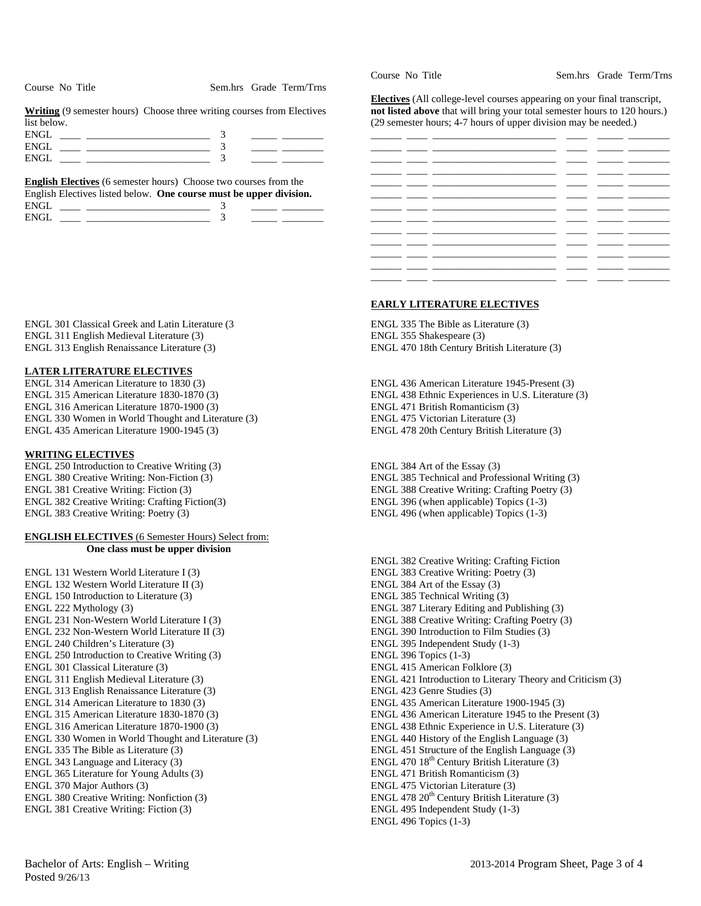Course No Title Sem.hrs Grade Term/Trns

**Writing** (9 semester hours) Choose three writing courses from Electives list below.

| Course | No | Title | Sem.hrs | Grade | Term/Trns |
|---|---|---|---|---|---|
| ENGL | | | 3 | | |
| ENGL | | | 3 | | |
| ENGL | | | 3 | | |

**English Electives** (6 semester hours) Choose two courses from the English Electives listed below. **One course must be upper division.**

| Course | No | Title | Sem.hrs | Grade | Term/Trns |
|---|---|---|---|---|---|
| ENGL | | | 3 | | |
| ENGL | | | 3 | | |

Course No Title Sem.hrs Grade Term/Trns

**Electives** (All college-level courses appearing on your final transcript, **not listed above** that will bring your total semester hours to 120 hours.) (29 semester hours; 4-7 hours of upper division may be needed.)

| Course | No | Title | Sem.hrs | Grade | Term/Trns |
|---|---|---|---|---|---|
| | | | | | |
| | | | | | |
| | | | | | |
| | | | | | |
| | | | | | |
| | | | | | |
| | | | | | |
| | | | | | |
| | | | | | |
| | | | | | |
| | | | | | |
| | | | | | |

**EARLY LITERATURE ELECTIVES**

ENGL 301 Classical Greek and Latin Literature (3
ENGL 311 English Medieval Literature (3)
ENGL 313 English Renaissance Literature (3)
ENGL 335 The Bible as Literature (3)
ENGL 355 Shakespeare (3)
ENGL 470 18th Century British Literature (3)

**LATER LITERATURE ELECTIVES**

ENGL 314 American Literature to 1830 (3)
ENGL 315 American Literature 1830-1870 (3)
ENGL 316 American Literature 1870-1900 (3)
ENGL 330 Women in World Thought and Literature (3)
ENGL 435 American Literature 1900-1945 (3)
ENGL 436 American Literature 1945-Present (3)
ENGL 438 Ethnic Experiences in U.S. Literature (3)
ENGL 471 British Romanticism (3)
ENGL 475 Victorian Literature (3)
ENGL 478 20th Century British Literature (3)

**WRITING ELECTIVES**

ENGL 250 Introduction to Creative Writing (3)
ENGL 380 Creative Writing: Non-Fiction (3)
ENGL 381 Creative Writing: Fiction (3)
ENGL 382 Creative Writing: Crafting Fiction(3)
ENGL 383 Creative Writing: Poetry (3)
ENGL 384 Art of the Essay (3)
ENGL 385 Technical and Professional Writing (3)
ENGL 388 Creative Writing: Crafting Poetry (3)
ENGL 396 (when applicable) Topics (1-3)
ENGL 496 (when applicable) Topics (1-3)

**ENGLISH ELECTIVES** (6 Semester Hours) Select from:
**One class must be upper division**

ENGL 131 Western World Literature I (3)
ENGL 132 Western World Literature II (3)
ENGL 150 Introduction to Literature (3)
ENGL 222 Mythology (3)
ENGL 231 Non-Western World Literature I (3)
ENGL 232 Non-Western World Literature II (3)
ENGL 240 Children's Literature (3)
ENGL 250 Introduction to Creative Writing (3)
ENGL 301 Classical Literature (3)
ENGL 311 English Medieval Literature (3)
ENGL 313 English Renaissance Literature (3)
ENGL 314 American Literature to 1830 (3)
ENGL 315 American Literature 1830-1870 (3)
ENGL 316 American Literature 1870-1900 (3)
ENGL 330 Women in World Thought and Literature (3)
ENGL 335 The Bible as Literature (3)
ENGL 343 Language and Literacy (3)
ENGL 365 Literature for Young Adults (3)
ENGL 370 Major Authors (3)
ENGL 380 Creative Writing: Nonfiction (3)
ENGL 381 Creative Writing: Fiction (3)
ENGL 382 Creative Writing: Crafting Fiction
ENGL 383 Creative Writing: Poetry (3)
ENGL 384 Art of the Essay (3)
ENGL 385 Technical Writing (3)
ENGL 387 Literary Editing and Publishing (3)
ENGL 388 Creative Writing: Crafting Poetry (3)
ENGL 390 Introduction to Film Studies (3)
ENGL 395 Independent Study (1-3)
ENGL 396 Topics (1-3)
ENGL 415 American Folklore (3)
ENGL 421 Introduction to Literary Theory and Criticism (3)
ENGL 423 Genre Studies (3)
ENGL 435 American Literature 1900-1945 (3)
ENGL 436 American Literature 1945 to the Present (3)
ENGL 438 Ethnic Experience in U.S. Literature (3)
ENGL 440 History of the English Language (3)
ENGL 451 Structure of the English Language (3)
ENGL 470 18th Century British Literature (3)
ENGL 471 British Romanticism (3)
ENGL 475 Victorian Literature (3)
ENGL 478 20th Century British Literature (3)
ENGL 495 Independent Study (1-3)
ENGL 496 Topics (1-3)

Bachelor of Arts: English – Writing
Posted 9/26/13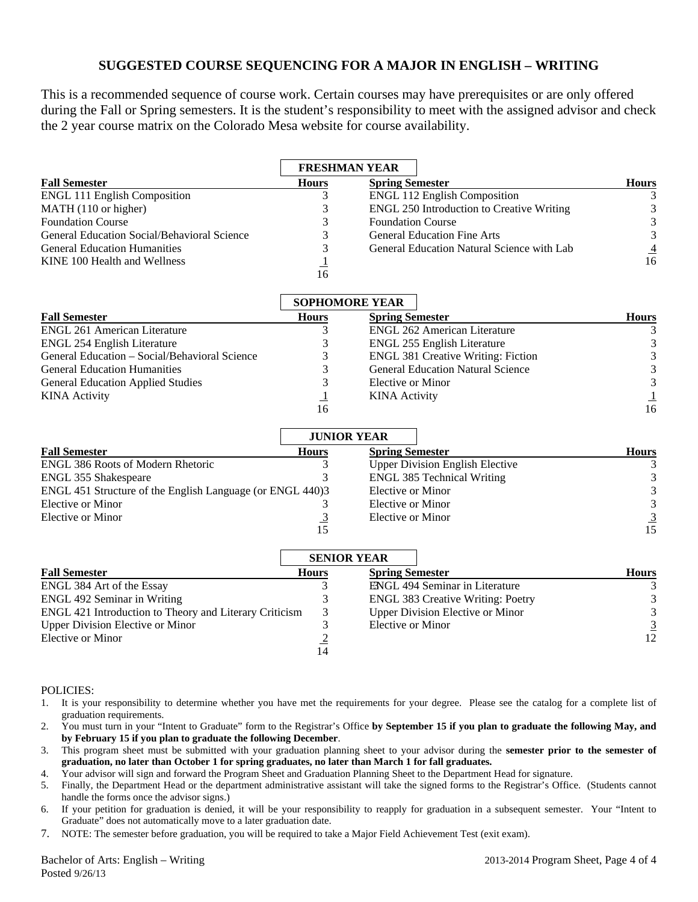# SUGGESTED COURSE SEQUENCING FOR A MAJOR IN ENGLISH – WRITING

This is a recommended sequence of course work. Certain courses may have prerequisites or are only offered during the Fall or Spring semesters. It is the student's responsibility to meet with the assigned advisor and check the 2 year course matrix on the Colorado Mesa website for course availability.

## FRESHMAN YEAR

| Fall Semester | Hours | Spring Semester | Hours |
|---|---|---|---|
| ENGL 111 English Composition | 3 | ENGL 112 English Composition | 3 |
| MATH (110 or higher) | 3 | ENGL 250 Introduction to Creative Writing | 3 |
| Foundation Course | 3 | Foundation Course | 3 |
| General Education Social/Behavioral Science | 3 | General Education Fine Arts | 3 |
| General Education Humanities | 3 | General Education Natural Science with Lab | 4 |
| KINE 100 Health and Wellness | 1 | | 16 |
| | 16 | | |

## SOPHOMORE YEAR

| Fall Semester | Hours | Spring Semester | Hours |
|---|---|---|---|
| ENGL 261 American Literature | 3 | ENGL 262 American Literature | 3 |
| ENGL 254 English Literature | 3 | ENGL 255 English Literature | 3 |
| General Education – Social/Behavioral Science | 3 | ENGL 381 Creative Writing: Fiction | 3 |
| General Education Humanities | 3 | General Education Natural Science | 3 |
| General Education Applied Studies | 3 | Elective or Minor | 3 |
| KINA Activity | 1 | KINA Activity | 1 |
| | 16 | | 16 |

## JUNIOR YEAR

| Fall Semester | Hours | Spring Semester | Hours |
|---|---|---|---|
| ENGL 386 Roots of Modern Rhetoric | 3 | Upper Division English Elective | 3 |
| ENGL 355 Shakespeare | 3 | ENGL 385 Technical Writing | 3 |
| ENGL 451 Structure of the English Language (or ENGL 440) | 3 | Elective or Minor | 3 |
| Elective or Minor | 3 | Elective or Minor | 3 |
| Elective or Minor | 3 | Elective or Minor | 3 |
| | 15 | | 15 |

## SENIOR YEAR

| Fall Semester | Hours | Spring Semester | Hours |
|---|---|---|---|
| ENGL 384 Art of the Essay | 3 | ENGL 494 Seminar in Literature | 3 |
| ENGL 492 Seminar in Writing | 3 | ENGL 383 Creative Writing: Poetry | 3 |
| ENGL 421 Introduction to Theory and Literary Criticism | 3 | Upper Division Elective or Minor | 3 |
| Upper Division Elective or Minor | 3 | Elective or Minor | 3 |
| Elective or Minor | 2 | | 12 |
| | 14 | | |

POLICIES:

1. It is your responsibility to determine whether you have met the requirements for your degree. Please see the catalog for a complete list of graduation requirements.
2. You must turn in your "Intent to Graduate" form to the Registrar's Office **by September 15 if you plan to graduate the following May, and by February 15 if you plan to graduate the following December**.
3. This program sheet must be submitted with your graduation planning sheet to your advisor during the **semester prior to the semester of graduation, no later than October 1 for spring graduates, no later than March 1 for fall graduates.**
4. Your advisor will sign and forward the Program Sheet and Graduation Planning Sheet to the Department Head for signature.
5. Finally, the Department Head or the department administrative assistant will take the signed forms to the Registrar's Office. (Students cannot handle the forms once the advisor signs.)
6. If your petition for graduation is denied, it will be your responsibility to reapply for graduation in a subsequent semester. Your "Intent to Graduate" does not automatically move to a later graduation date.
7. NOTE: The semester before graduation, you will be required to take a Major Field Achievement Test (exit exam).

Bachelor of Arts: English – Writing
Posted 9/26/13